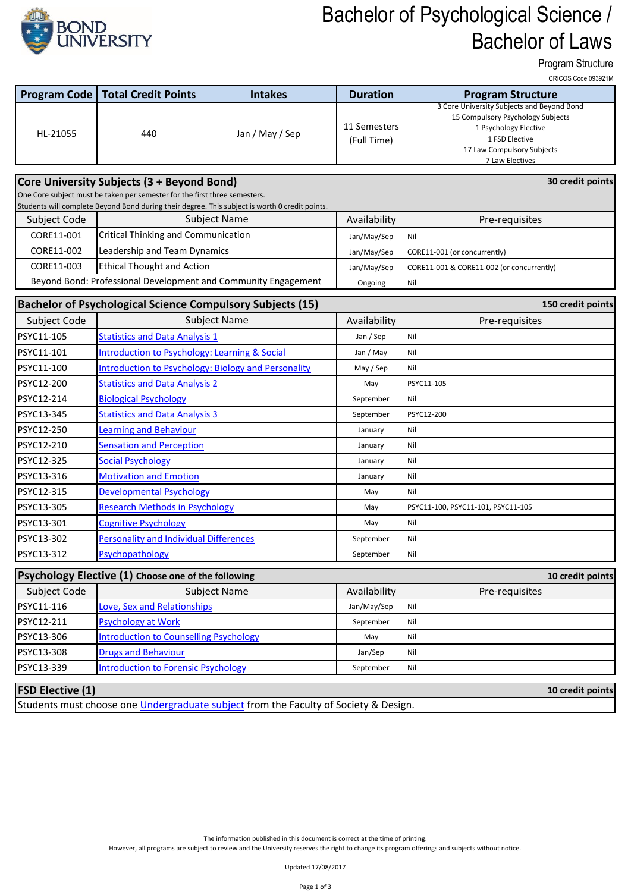# Bachelor of Psychological Science / Bachelor of Laws

Program Structure

CRICOS Code 093921M

| Program Code | Total Credit Points | Intakes | Duration | Program Structure |
|---|---|---|---|---|
| HL-21055 | 440 | Jan / May / Sep | 11 Semesters (Full Time) | 3 Core University Subjects and Beyond Bond<br>15 Compulsory Psychology Subjects<br>1 Psychology Elective<br>1 FSD Elective<br>17 Law Compulsory Subjects<br>7 Law Electives |

## Core University Subjects (3 + Beyond Bond) — 30 credit points

One Core subject must be taken per semester for the first three semesters.
Students will complete Beyond Bond during their degree. This subject is worth 0 credit points.

| Subject Code | Subject Name | Availability | Pre-requisites |
|---|---|---|---|
| CORE11-001 | Critical Thinking and Communication | Jan/May/Sep | Nil |
| CORE11-002 | Leadership and Team Dynamics | Jan/May/Sep | CORE11-001 (or concurrently) |
| CORE11-003 | Ethical Thought and Action | Jan/May/Sep | CORE11-001 & CORE11-002 (or concurrently) |
| Beyond Bond: Professional Development and Community Engagement | | Ongoing | Nil |

## Bachelor of Psychological Science Compulsory Subjects (15) — 150 credit points

| Subject Code | Subject Name | Availability | Pre-requisites |
|---|---|---|---|
| PSYC11-105 | Statistics and Data Analysis 1 | Jan / Sep | Nil |
| PSYC11-101 | Introduction to Psychology: Learning & Social | Jan / May | Nil |
| PSYC11-100 | Introduction to Psychology: Biology and Personality | May / Sep | Nil |
| PSYC12-200 | Statistics and Data Analysis 2 | May | PSYC11-105 |
| PSYC12-214 | Biological Psychology | September | Nil |
| PSYC13-345 | Statistics and Data Analysis 3 | September | PSYC12-200 |
| PSYC12-250 | Learning and Behaviour | January | Nil |
| PSYC12-210 | Sensation and Perception | January | Nil |
| PSYC12-325 | Social Psychology | January | Nil |
| PSYC13-316 | Motivation and Emotion | January | Nil |
| PSYC12-315 | Developmental Psychology | May | Nil |
| PSYC13-305 | Research Methods in Psychology | May | PSYC11-100, PSYC11-101, PSYC11-105 |
| PSYC13-301 | Cognitive Psychology | May | Nil |
| PSYC13-302 | Personality and Individual Differences | September | Nil |
| PSYC13-312 | Psychopathology | September | Nil |

## Psychology Elective (1) Choose one of the following — 10 credit points

| Subject Code | Subject Name | Availability | Pre-requisites |
|---|---|---|---|
| PSYC11-116 | Love, Sex and Relationships | Jan/May/Sep | Nil |
| PSYC12-211 | Psychology at Work | September | Nil |
| PSYC13-306 | Introduction to Counselling Psychology | May | Nil |
| PSYC13-308 | Drugs and Behaviour | Jan/Sep | Nil |
| PSYC13-339 | Introduction to Forensic Psychology | September | Nil |

## FSD Elective (1) — 10 credit points

Students must choose one Undergraduate subject from the Faculty of Society & Design.

The information published in this document is correct at the time of printing.
However, all programs are subject to review and the University reserves the right to change its program offerings and subjects without notice.

Updated 17/08/2017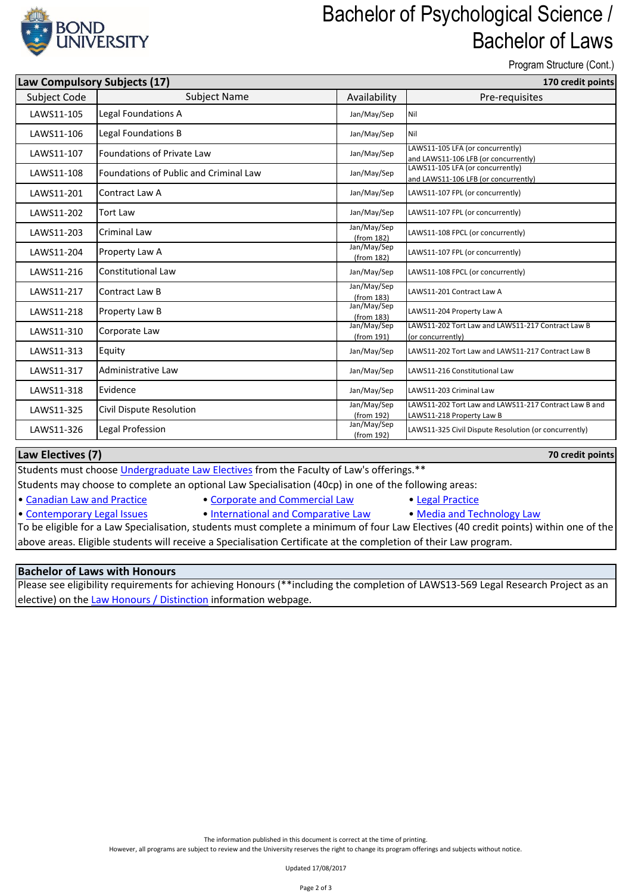# Bachelor of Psychological Science / Bachelor of Laws

Program Structure (Cont.)

| **Law Compulsory Subjects (17)** | | | **170 credit points** |
|---|---|---|---|
| Subject Code | Subject Name | Availability | Pre-requisites |
| LAWS11-105 | Legal Foundations A | Jan/May/Sep | Nil |
| LAWS11-106 | Legal Foundations B | Jan/May/Sep | Nil |
| LAWS11-107 | Foundations of Private Law | Jan/May/Sep | LAWS11-105 LFA (or concurrently) and LAWS11-106 LFB (or concurrently) |
| LAWS11-108 | Foundations of Public and Criminal Law | Jan/May/Sep | LAWS11-105 LFA (or concurrently) and LAWS11-106 LFB (or concurrently) |
| LAWS11-201 | Contract Law A | Jan/May/Sep | LAWS11-107 FPL (or concurrently) |
| LAWS11-202 | Tort Law | Jan/May/Sep | LAWS11-107 FPL (or concurrently) |
| LAWS11-203 | Criminal Law | Jan/May/Sep (from 182) | LAWS11-108 FPCL (or concurrently) |
| LAWS11-204 | Property Law A | Jan/May/Sep (from 182) | LAWS11-107 FPL (or concurrently) |
| LAWS11-216 | Constitutional Law | Jan/May/Sep | LAWS11-108 FPCL (or concurrently) |
| LAWS11-217 | Contract Law B | Jan/May/Sep (from 183) | LAWS11-201 Contract Law A |
| LAWS11-218 | Property Law B | Jan/May/Sep (from 183) | LAWS11-204 Property Law A |
| LAWS11-310 | Corporate Law | Jan/May/Sep (from 191) | LAWS11-202 Tort Law and LAWS11-217 Contract Law B (or concurrently) |
| LAWS11-313 | Equity | Jan/May/Sep | LAWS11-202 Tort Law and LAWS11-217 Contract Law B |
| LAWS11-317 | Administrative Law | Jan/May/Sep | LAWS11-216 Constitutional Law |
| LAWS11-318 | Evidence | Jan/May/Sep | LAWS11-203 Criminal Law |
| LAWS11-325 | Civil Dispute Resolution | Jan/May/Sep (from 192) | LAWS11-202 Tort Law and LAWS11-217 Contract Law B and LAWS11-218 Property Law B |
| LAWS11-326 | Legal Profession | Jan/May/Sep (from 192) | LAWS11-325 Civil Dispute Resolution (or concurrently) |

## Law Electives (7) — 70 credit points

Students must choose Undergraduate Law Electives from the Faculty of Law's offerings.**

Students may choose to complete an optional Law Specialisation (40cp) in one of the following areas:

- Canadian Law and Practice
- Corporate and Commercial Law
- Legal Practice
- Contemporary Legal Issues
- International and Comparative Law
- Media and Technology Law

To be eligible for a Law Specialisation, students must complete a minimum of four Law Electives (40 credit points) within one of the above areas. Eligible students will receive a Specialisation Certificate at the completion of their Law program.

## Bachelor of Laws with Honours

Please see eligibility requirements for achieving Honours (**including the completion of LAWS13-569 Legal Research Project as an elective) on the Law Honours / Distinction information webpage.

The information published in this document is correct at the time of printing.
However, all programs are subject to review and the University reserves the right to change its program offerings and subjects without notice.

Updated 17/08/2017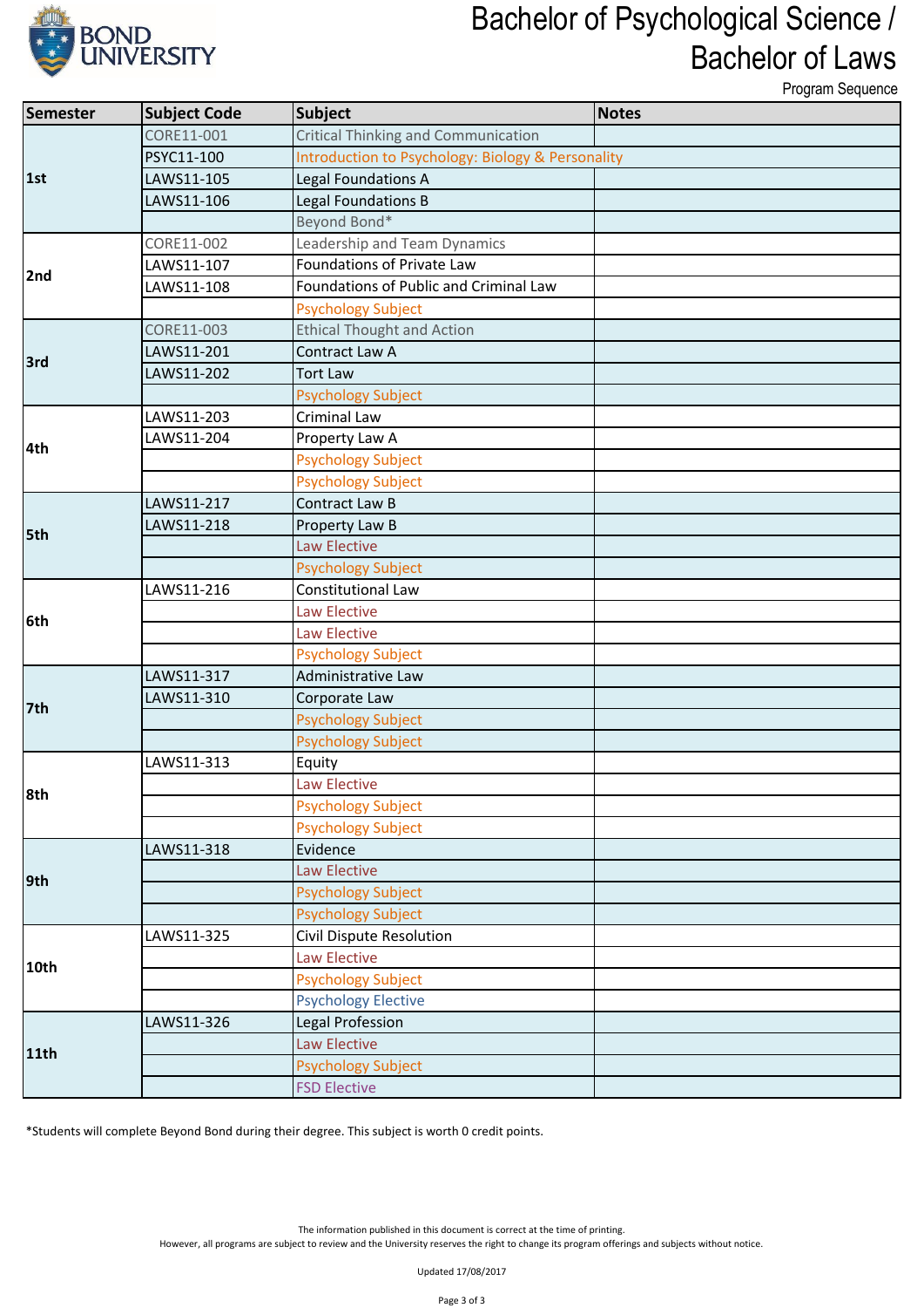# Bachelor of Psychological Science / Bachelor of Laws

Program Sequence

| Semester | Subject Code | Subject | Notes |
|---|---|---|---|
| 1st | CORE11-001 | Critical Thinking and Communication | |
| | PSYC11-100 | Introduction to Psychology: Biology & Personality | |
| | LAWS11-105 | Legal Foundations A | |
| | LAWS11-106 | Legal Foundations B | |
| | | Beyond Bond* | |
| 2nd | CORE11-002 | Leadership and Team Dynamics | |
| | LAWS11-107 | Foundations of Private Law | |
| | LAWS11-108 | Foundations of Public and Criminal Law | |
| | | Psychology Subject | |
| 3rd | CORE11-003 | Ethical Thought and Action | |
| | LAWS11-201 | Contract Law A | |
| | LAWS11-202 | Tort Law | |
| | | Psychology Subject | |
| 4th | LAWS11-203 | Criminal Law | |
| | LAWS11-204 | Property Law A | |
| | | Psychology Subject | |
| | | Psychology Subject | |
| 5th | LAWS11-217 | Contract Law B | |
| | LAWS11-218 | Property Law B | |
| | | Law Elective | |
| | | Psychology Subject | |
| 6th | LAWS11-216 | Constitutional Law | |
| | | Law Elective | |
| | | Law Elective | |
| | | Psychology Subject | |
| 7th | LAWS11-317 | Administrative Law | |
| | LAWS11-310 | Corporate Law | |
| | | Psychology Subject | |
| | | Psychology Subject | |
| 8th | LAWS11-313 | Equity | |
| | | Law Elective | |
| | | Psychology Subject | |
| | | Psychology Subject | |
| 9th | LAWS11-318 | Evidence | |
| | | Law Elective | |
| | | Psychology Subject | |
| | | Psychology Subject | |
| 10th | LAWS11-325 | Civil Dispute Resolution | |
| | | Law Elective | |
| | | Psychology Subject | |
| | | Psychology Elective | |
| 11th | LAWS11-326 | Legal Profession | |
| | | Law Elective | |
| | | Psychology Subject | |
| | | FSD Elective | |

*Students will complete Beyond Bond during their degree. This subject is worth 0 credit points.

The information published in this document is correct at the time of printing.
However, all programs are subject to review and the University reserves the right to change its program offerings and subjects without notice.

Updated 17/08/2017